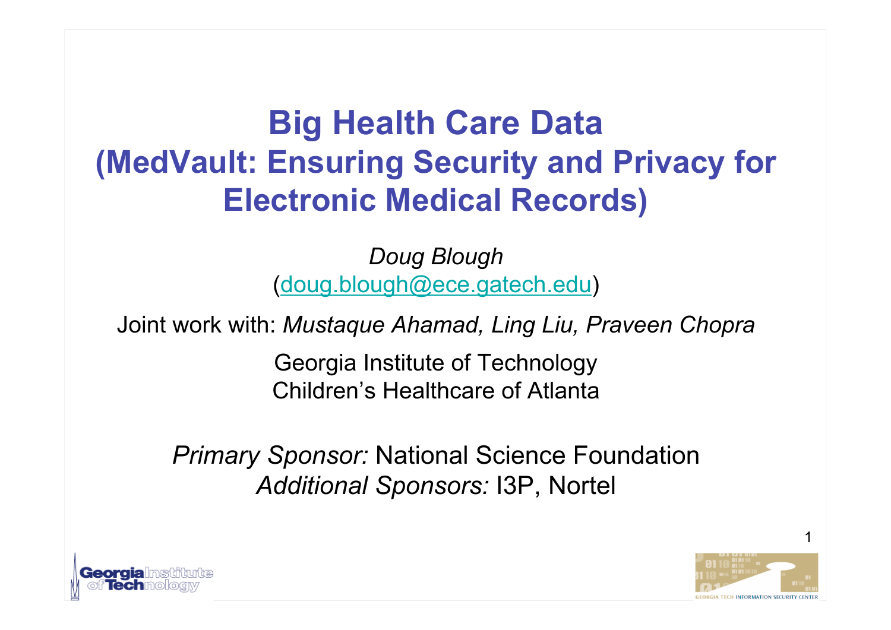# Big Health Care Data (MedVault: Ensuring Security and Privacy for Electronic Medical Records)

*Doug Blough*
(doug.blough@ece.gatech.edu)

Joint work with: *Mustaque Ahamad, Ling Liu, Praveen Chopra*

Georgia Institute of Technology
Children's Healthcare of Atlanta

*Primary Sponsor:* National Science Foundation
*Additional Sponsors:* I3P, Nortel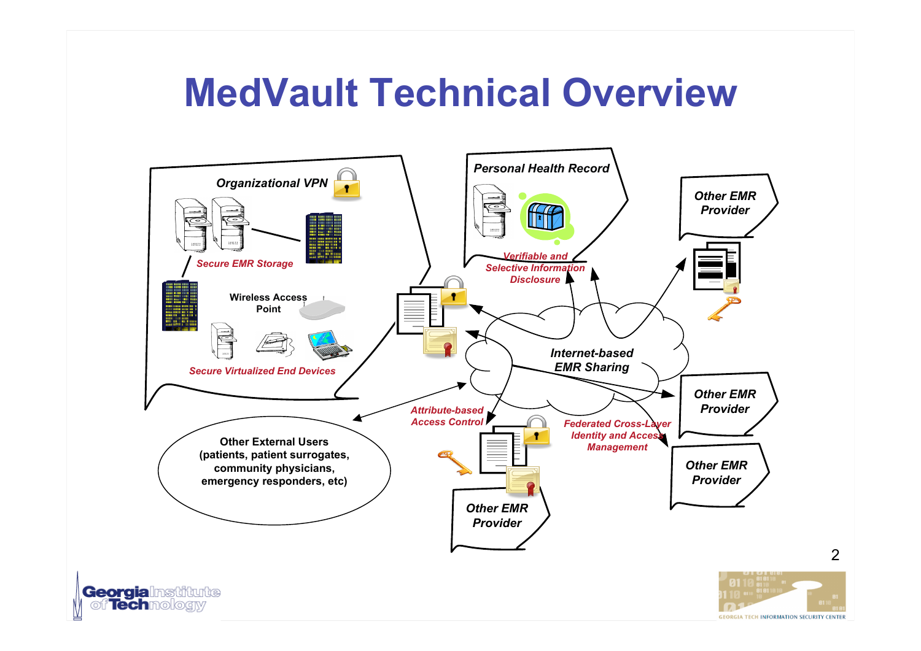# MedVault Technical Overview

Organizational VPN

Secure EMR Storage

Wireless Access Point

Secure Virtualized End Devices

Personal Health Record

Verifiable and Selective Information Disclosure

Other EMR Provider

Internet-based EMR Sharing

Attribute-based Access Control

Federated Cross-Layer Identity and Access Management

Other External Users (patients, patient surrogates, community physicians, emergency responders, etc)

Other EMR Provider

Other EMR Provider

Other EMR Provider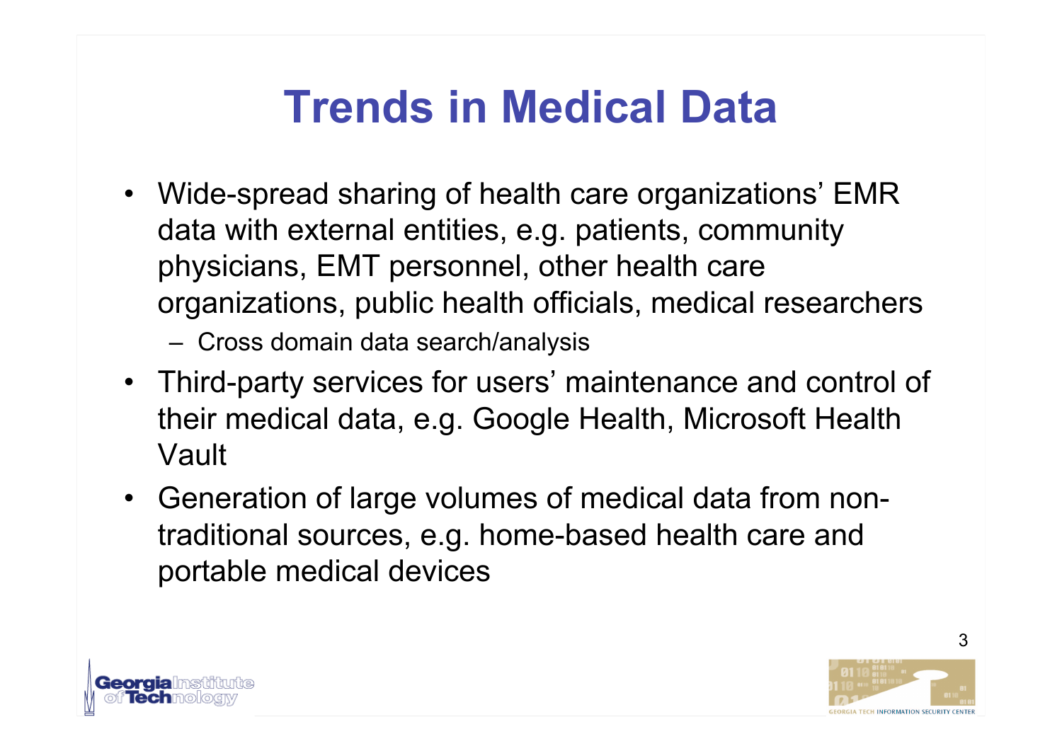# Trends in Medical Data

- Wide-spread sharing of health care organizations' EMR data with external entities, e.g. patients, community physicians, EMT personnel, other health care organizations, public health officials, medical researchers
  - Cross domain data search/analysis
- Third-party services for users' maintenance and control of their medical data, e.g. Google Health, Microsoft Health Vault
- Generation of large volumes of medical data from non-traditional sources, e.g. home-based health care and portable medical devices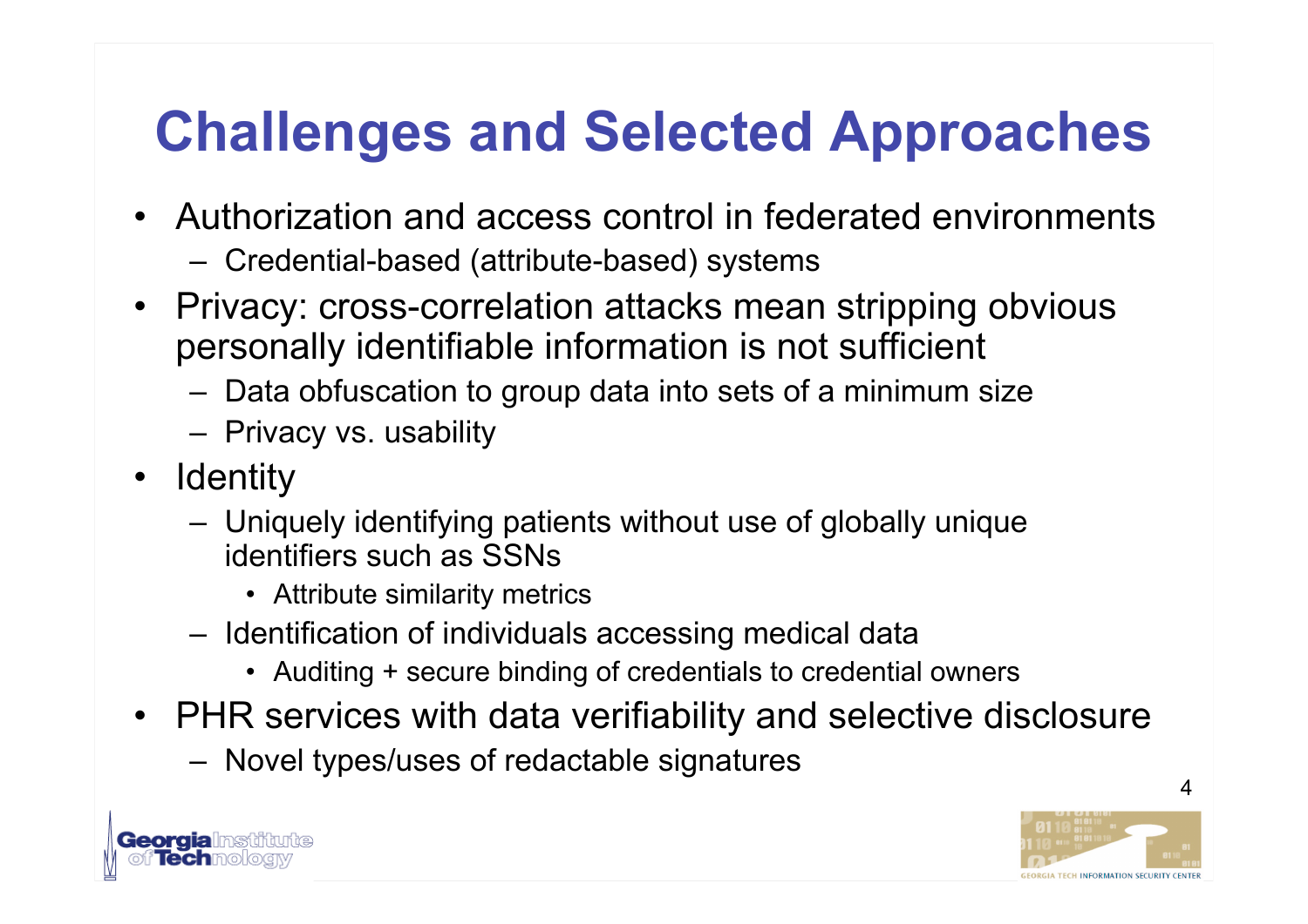# Challenges and Selected Approaches

- Authorization and access control in federated environments
  - Credential-based (attribute-based) systems
- Privacy: cross-correlation attacks mean stripping obvious personally identifiable information is not sufficient
  - Data obfuscation to group data into sets of a minimum size
  - Privacy vs. usability
- Identity
  - Uniquely identifying patients without use of globally unique identifiers such as SSNs
    - Attribute similarity metrics
  - Identification of individuals accessing medical data
    - Auditing + secure binding of credentials to credential owners
- PHR services with data verifiability and selective disclosure
  - Novel types/uses of redactable signatures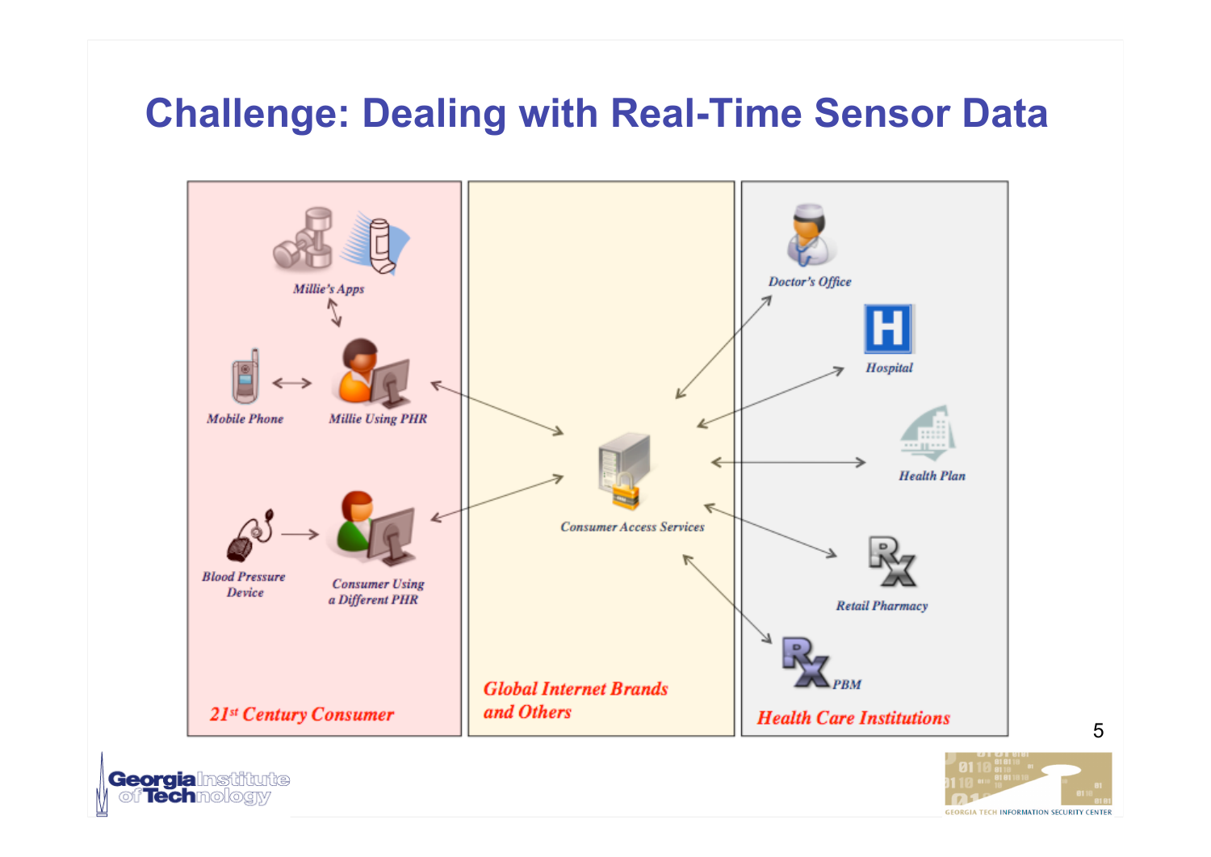# Challenge: Dealing with Real-Time Sensor Data

Millie's Apps

Mobile Phone

Millie Using PHR

Blood Pressure Device

Consumer Using a Different PHR

21st Century Consumer

Consumer Access Services

Global Internet Brands and Others

Doctor's Office

Hospital

Health Plan

Retail Pharmacy

PBM

Health Care Institutions